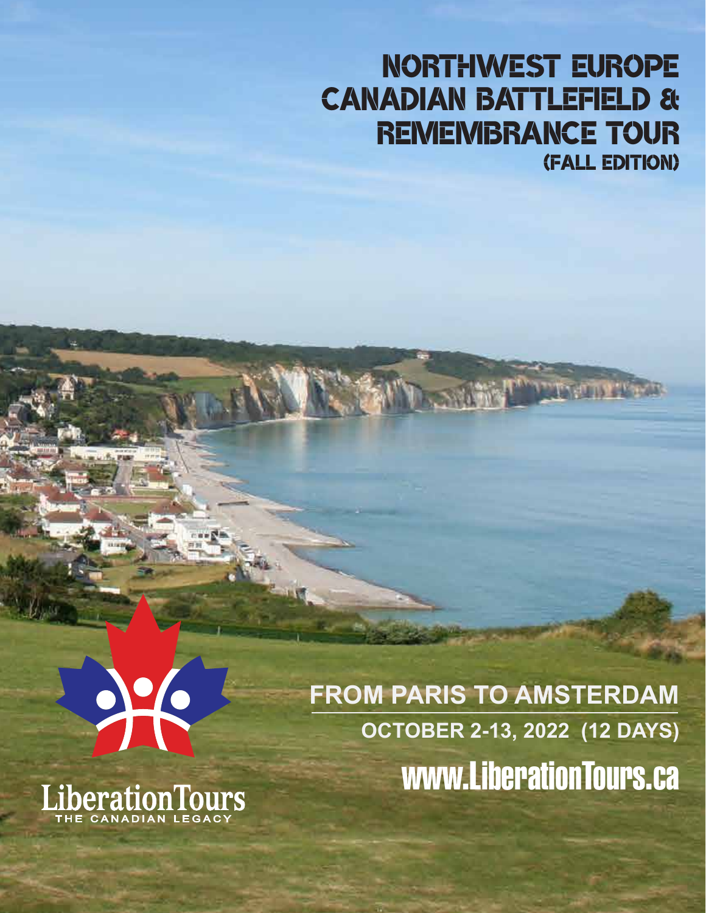# NORTHWEST EUROPE CANADIAN BATTLEFIELD & REMEMBRANCE TOUR

## (FALL EDITION)

**FROM PARIS TO AMSTERDAM**

**OCTOBER 2-13, 2022 (12 DAYS)**

www.LiberationTours.ca

LiberationTours
THE CANADIAN LEGACY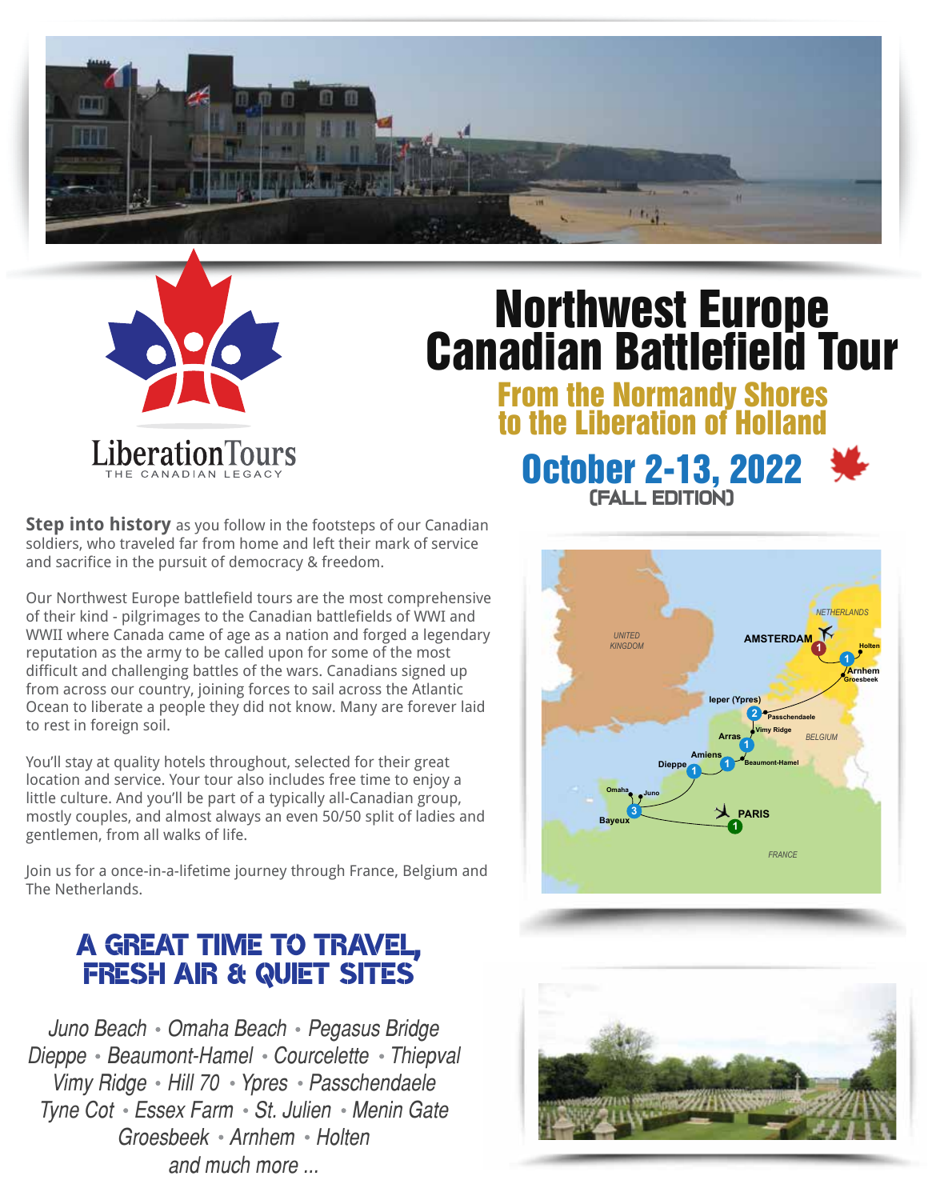LiberationTours
THE CANADIAN LEGACY

# Northwest Europe Canadian Battlefield Tour

## From the Normandy Shores to the Liberation of Holland

## October 2-13, 2022

(FALL EDITION)

**Step into history** as you follow in the footsteps of our Canadian soldiers, who traveled far from home and left their mark of service and sacrifice in the pursuit of democracy & freedom.

Our Northwest Europe battlefield tours are the most comprehensive of their kind - pilgrimages to the Canadian battlefields of WWI and WWII where Canada came of age as a nation and forged a legendary reputation as the army to be called upon for some of the most difficult and challenging battles of the wars. Canadians signed up from across our country, joining forces to sail across the Atlantic Ocean to liberate a people they did not know. Many are forever laid to rest in foreign soil.

You'll stay at quality hotels throughout, selected for their great location and service. Your tour also includes free time to enjoy a little culture. And you'll be part of a typically all-Canadian group, mostly couples, and almost always an even 50/50 split of ladies and gentlemen, from all walks of life.

Join us for a once-in-a-lifetime journey through France, Belgium and The Netherlands.

UNITED KINGDOM · NETHERLANDS · AMSTERDAM 1 · Holten · 1 Arnhem · Groesbeek · Ieper (Ypres) · 2 Passchendaele · Vimy Ridge · BELGIUM · Arras 1 · Amiens · Dieppe 1 · 1 Beaumont-Hamel · Omaha · Juno · Bayeux 3 · PARIS 1 · FRANCE

## A GREAT TIME TO TRAVEL, FRESH AIR & QUIET SITES

*Juno Beach • Omaha Beach • Pegasus Bridge*
*Dieppe • Beaumont-Hamel • Courcelette • Thiepval*
*Vimy Ridge • Hill 70 • Ypres • Passchendaele*
*Tyne Cot • Essex Farm • St. Julien • Menin Gate*
*Groesbeek • Arnhem • Holten*
*and much more ...*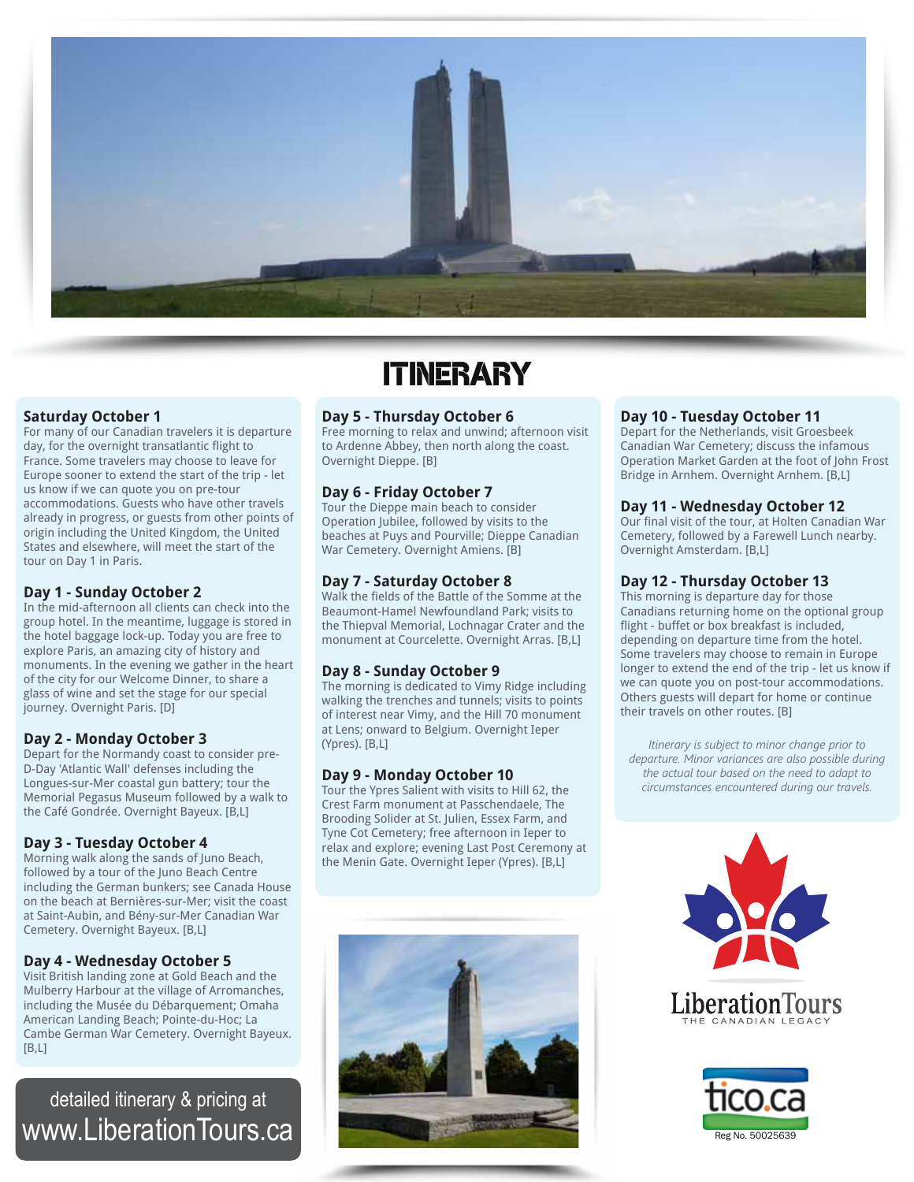# ITINERARY

### Saturday October 1

For many of our Canadian travelers it is departure day, for the overnight transatlantic flight to France. Some travelers may choose to leave for Europe sooner to extend the start of the trip - let us know if we can quote you on pre-tour accommodations. Guests who have other travels already in progress, or guests from other points of origin including the United Kingdom, the United States and elsewhere, will meet the start of the tour on Day 1 in Paris.

### Day 1 - Sunday October 2

In the mid-afternoon all clients can check into the group hotel. In the meantime, luggage is stored in the hotel baggage lock-up. Today you are free to explore Paris, an amazing city of history and monuments. In the evening we gather in the heart of the city for our Welcome Dinner, to share a glass of wine and set the stage for our special journey. Overnight Paris. [D]

### Day 2 - Monday October 3

Depart for the Normandy coast to consider pre-D-Day 'Atlantic Wall' defenses including the Longues-sur-Mer coastal gun battery; tour the Memorial Pegasus Museum followed by a walk to the Café Gondrée. Overnight Bayeux. [B,L]

### Day 3 - Tuesday October 4

Morning walk along the sands of Juno Beach, followed by a tour of the Juno Beach Centre including the German bunkers; see Canada House on the beach at Bernières-sur-Mer; visit the coast at Saint-Aubin, and Bény-sur-Mer Canadian War Cemetery. Overnight Bayeux. [B,L]

### Day 4 - Wednesday October 5

Visit British landing zone at Gold Beach and the Mulberry Harbour at the village of Arromanches, including the Musée du Débarquement; Omaha American Landing Beach; Pointe-du-Hoc; La Cambe German War Cemetery. Overnight Bayeux. [B,L]

detailed itinerary & pricing at
www.LiberationTours.ca

### Day 5 - Thursday October 6

Free morning to relax and unwind; afternoon visit to Ardenne Abbey, then north along the coast. Overnight Dieppe. [B]

### Day 6 - Friday October 7

Tour the Dieppe main beach to consider Operation Jubilee, followed by visits to the beaches at Puys and Pourville; Dieppe Canadian War Cemetery. Overnight Amiens. [B]

### Day 7 - Saturday October 8

Walk the fields of the Battle of the Somme at the Beaumont-Hamel Newfoundland Park; visits to the Thiepval Memorial, Lochnagar Crater and the monument at Courcelette. Overnight Arras. [B,L]

### Day 8 - Sunday October 9

The morning is dedicated to Vimy Ridge including walking the trenches and tunnels; visits to points of interest near Vimy, and the Hill 70 monument at Lens; onward to Belgium. Overnight Ieper (Ypres). [B,L]

### Day 9 - Monday October 10

Tour the Ypres Salient with visits to Hill 62, the Crest Farm monument at Passchendaele, The Brooding Solider at St. Julien, Essex Farm, and Tyne Cot Cemetery; free afternoon in Ieper to relax and explore; evening Last Post Ceremony at the Menin Gate. Overnight Ieper (Ypres). [B,L]

### Day 10 - Tuesday October 11

Depart for the Netherlands, visit Groesbeek Canadian War Cemetery; discuss the infamous Operation Market Garden at the foot of John Frost Bridge in Arnhem. Overnight Arnhem. [B,L]

### Day 11 - Wednesday October 12

Our final visit of the tour, at Holten Canadian War Cemetery, followed by a Farewell Lunch nearby. Overnight Amsterdam. [B,L]

### Day 12 - Thursday October 13

This morning is departure day for those Canadians returning home on the optional group flight - buffet or box breakfast is included, depending on departure time from the hotel. Some travelers may choose to remain in Europe longer to extend the end of the trip - let us know if we can quote you on post-tour accommodations. Others guests will depart for home or continue their travels on other routes. [B]

*Itinerary is subject to minor change prior to departure. Minor variances are also possible during the actual tour based on the need to adapt to circumstances encountered during our travels.*

LiberationTours
THE CANADIAN LEGACY

tico.ca
Reg No. 50025639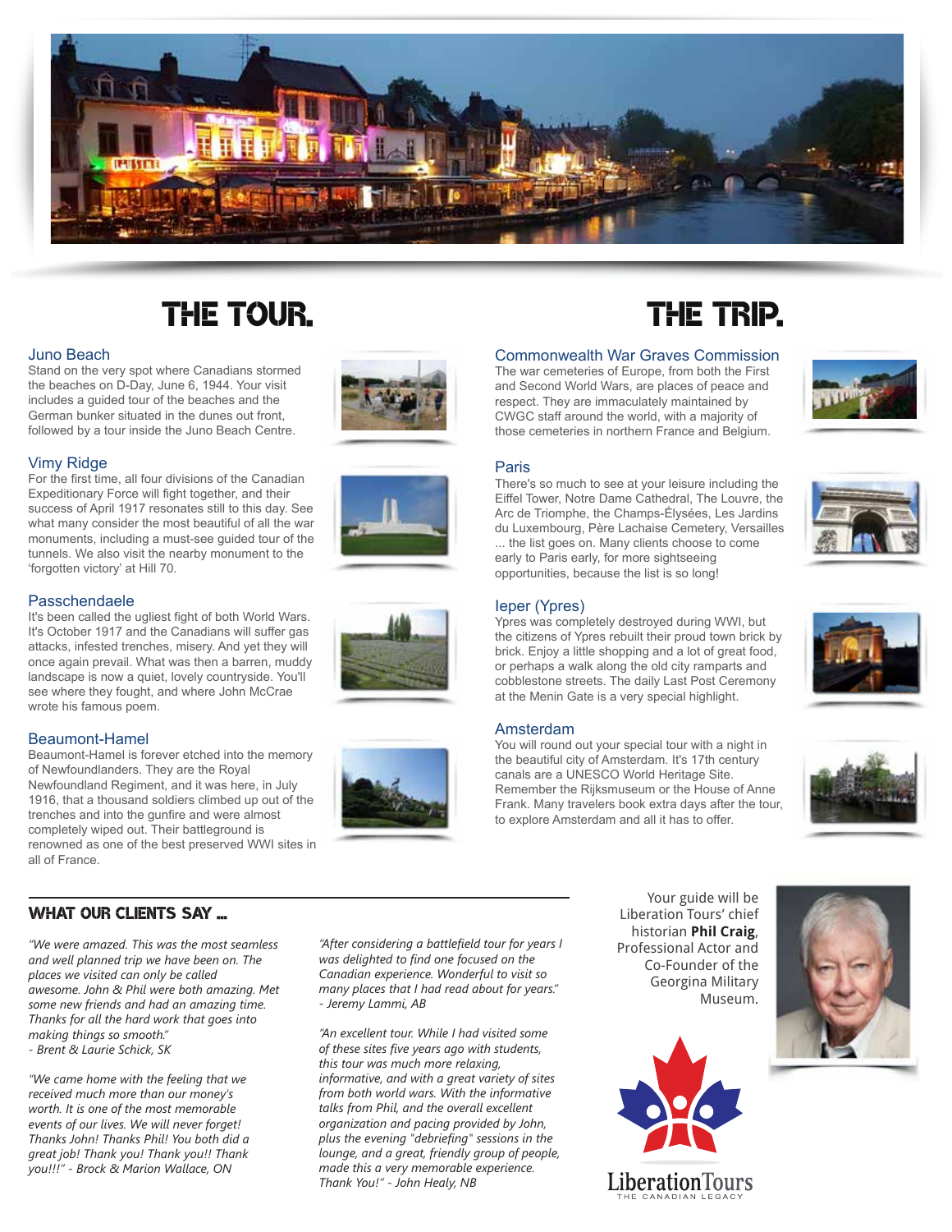# THE TOUR.

### Juno Beach

Stand on the very spot where Canadians stormed the beaches on D-Day, June 6, 1944. Your visit includes a guided tour of the beaches and the German bunker situated in the dunes out front, followed by a tour inside the Juno Beach Centre.

### Vimy Ridge

For the first time, all four divisions of the Canadian Expeditionary Force will fight together, and their success of April 1917 resonates still to this day. See what many consider the most beautiful of all the war monuments, including a must-see guided tour of the tunnels. We also visit the nearby monument to the 'forgotten victory' at Hill 70.

### Passchendaele

It's been called the ugliest fight of both World Wars. It's October 1917 and the Canadians will suffer gas attacks, infested trenches, misery. And yet they will once again prevail. What was then a barren, muddy landscape is now a quiet, lovely countryside. You'll see where they fought, and where John McCrae wrote his famous poem.

### Beaumont-Hamel

Beaumont-Hamel is forever etched into the memory of Newfoundlanders. They are the Royal Newfoundland Regiment, and it was here, in July 1916, that a thousand soldiers climbed up out of the trenches and into the gunfire and were almost completely wiped out. Their battleground is renowned as one of the best preserved WWI sites in all of France.

# THE TRIP.

### Commonwealth War Graves Commission

The war cemeteries of Europe, from both the First and Second World Wars, are places of peace and respect. They are immaculately maintained by CWGC staff around the world, with a majority of those cemeteries in northern France and Belgium.

### Paris

There's so much to see at your leisure including the Eiffel Tower, Notre Dame Cathedral, The Louvre, the Arc de Triomphe, the Champs-Élysées, Les Jardins du Luxembourg, Père Lachaise Cemetery, Versailles ... the list goes on. Many clients choose to come early to Paris early, for more sightseeing opportunities, because the list is so long!

### Ieper (Ypres)

Ypres was completely destroyed during WWI, but the citizens of Ypres rebuilt their proud town brick by brick. Enjoy a little shopping and a lot of great food, or perhaps a walk along the old city ramparts and cobblestone streets. The daily Last Post Ceremony at the Menin Gate is a very special highlight.

### Amsterdam

You will round out your special tour with a night in the beautiful city of Amsterdam. It's 17th century canals are a UNESCO World Heritage Site. Remember the Rijksmuseum or the House of Anne Frank. Many travelers book extra days after the tour, to explore Amsterdam and all it has to offer.

## WHAT OUR CLIENTS SAY ...

*"We were amazed. This was the most seamless and well planned trip we have been on. The places we visited can only be called awesome. John & Phil were both amazing. Met some new friends and had an amazing time. Thanks for all the hard work that goes into making things so smooth."*
*- Brent & Laurie Schick, SK*

*"We came home with the feeling that we received much more than our money's worth. It is one of the most memorable events of our lives. We will never forget! Thanks John! Thanks Phil! You both did a great job! Thank you! Thank you!! Thank you!!!" - Brock & Marion Wallace, ON*

*"After considering a battlefield tour for years I was delighted to find one focused on the Canadian experience. Wonderful to visit so many places that I had read about for years."*
*- Jeremy Lammi, AB*

*"An excellent tour. While I had visited some of these sites five years ago with students, this tour was much more relaxing, informative, and with a great variety of sites from both world wars. With the informative talks from Phil, and the overall excellent organization and pacing provided by John, plus the evening "debriefing" sessions in the lounge, and a great, friendly group of people, made this a very memorable experience. Thank You!" - John Healy, NB*

Your guide will be Liberation Tours' chief historian **Phil Craig**, Professional Actor and Co-Founder of the Georgina Military Museum.

LiberationTours
THE CANADIAN LEGACY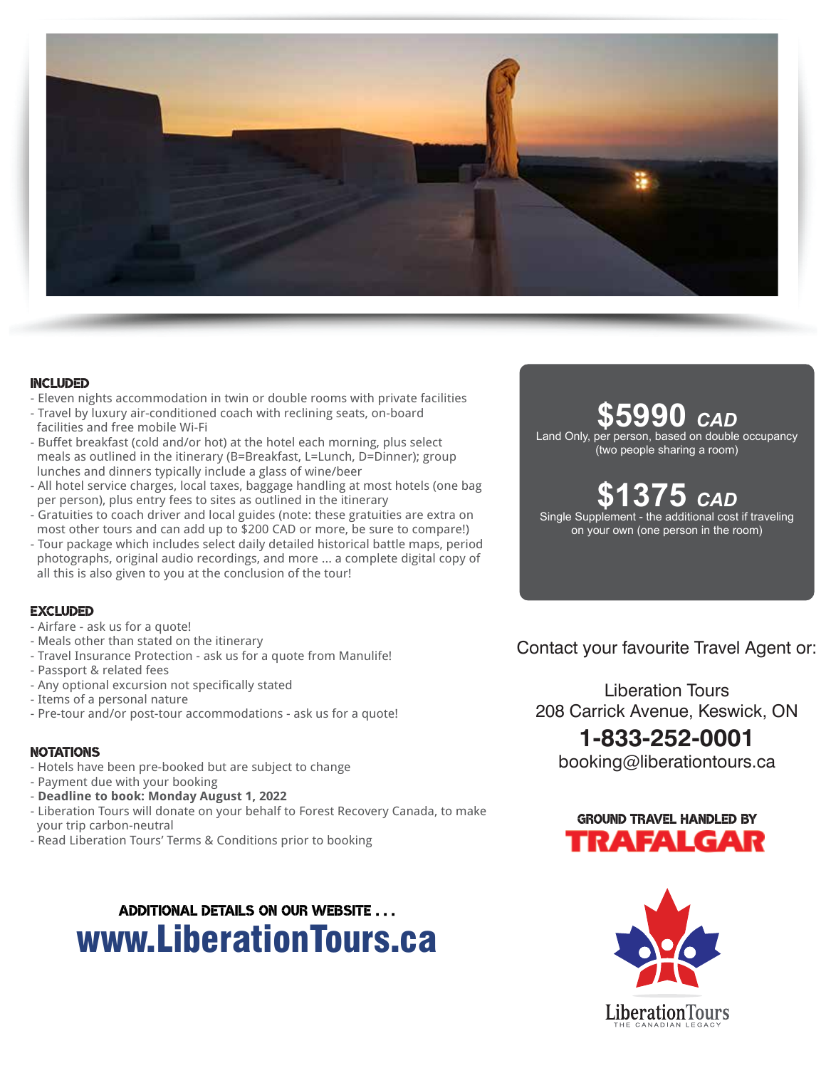## INCLUDED

- Eleven nights accommodation in twin or double rooms with private facilities
- Travel by luxury air-conditioned coach with reclining seats, on-board facilities and free mobile Wi-Fi
- Buffet breakfast (cold and/or hot) at the hotel each morning, plus select meals as outlined in the itinerary (B=Breakfast, L=Lunch, D=Dinner); group lunches and dinners typically include a glass of wine/beer
- All hotel service charges, local taxes, baggage handling at most hotels (one bag per person), plus entry fees to sites as outlined in the itinerary
- Gratuities to coach driver and local guides (note: these gratuities are extra on most other tours and can add up to $200 CAD or more, be sure to compare!)
- Tour package which includes select daily detailed historical battle maps, period photographs, original audio recordings, and more ... a complete digital copy of all this is also given to you at the conclusion of the tour!

## EXCLUDED

- Airfare - ask us for a quote!
- Meals other than stated on the itinerary
- Travel Insurance Protection - ask us for a quote from Manulife!
- Passport & related fees
- Any optional excursion not specifically stated
- Items of a personal nature
- Pre-tour and/or post-tour accommodations - ask us for a quote!

## NOTATIONS

- Hotels have been pre-booked but are subject to change
- Payment due with your booking
- **Deadline to book: Monday August 1, 2022**
- Liberation Tours will donate on your behalf to Forest Recovery Canada, to make your trip carbon-neutral
- Read Liberation Tours' Terms & Conditions prior to booking

**$5990** *CAD*
Land Only, per person, based on double occupancy (two people sharing a room)

**$1375** *CAD*
Single Supplement - the additional cost if traveling on your own (one person in the room)

Contact your favourite Travel Agent or:

Liberation Tours
208 Carrick Avenue, Keswick, ON
**1-833-252-0001**
booking@liberationtours.ca

GROUND TRAVEL HANDLED BY
**TRAFALGAR**

ADDITIONAL DETAILS ON OUR WEBSITE . . .
**www.LiberationTours.ca**

LiberationTours
THE CANADIAN LEGACY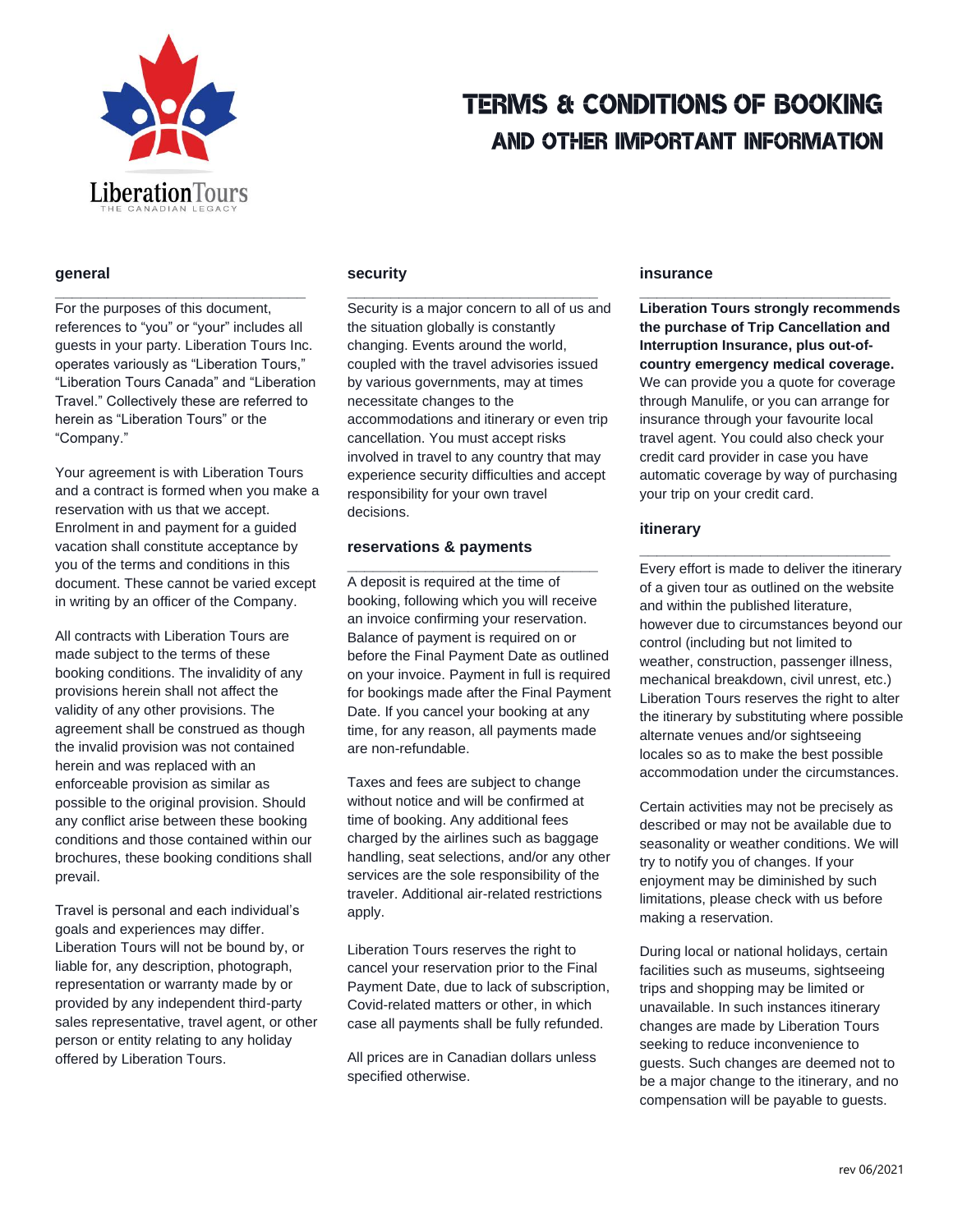# TERMS & CONDITIONS OF BOOKING AND OTHER IMPORTANT INFORMATION

## general

For the purposes of this document, references to "you" or "your" includes all guests in your party. Liberation Tours Inc. operates variously as "Liberation Tours," "Liberation Tours Canada" and "Liberation Travel." Collectively these are referred to herein as "Liberation Tours" or the "Company."

Your agreement is with Liberation Tours and a contract is formed when you make a reservation with us that we accept. Enrolment in and payment for a guided vacation shall constitute acceptance by you of the terms and conditions in this document. These cannot be varied except in writing by an officer of the Company.

All contracts with Liberation Tours are made subject to the terms of these booking conditions. The invalidity of any provisions herein shall not affect the validity of any other provisions. The agreement shall be construed as though the invalid provision was not contained herein and was replaced with an enforceable provision as similar as possible to the original provision. Should any conflict arise between these booking conditions and those contained within our brochures, these booking conditions shall prevail.

Travel is personal and each individual's goals and experiences may differ. Liberation Tours will not be bound by, or liable for, any description, photograph, representation or warranty made by or provided by any independent third-party sales representative, travel agent, or other person or entity relating to any holiday offered by Liberation Tours.

## security

Security is a major concern to all of us and the situation globally is constantly changing. Events around the world, coupled with the travel advisories issued by various governments, may at times necessitate changes to the accommodations and itinerary or even trip cancellation. You must accept risks involved in travel to any country that may experience security difficulties and accept responsibility for your own travel decisions.

## reservations & payments

A deposit is required at the time of booking, following which you will receive an invoice confirming your reservation. Balance of payment is required on or before the Final Payment Date as outlined on your invoice. Payment in full is required for bookings made after the Final Payment Date. If you cancel your booking at any time, for any reason, all payments made are non-refundable.

Taxes and fees are subject to change without notice and will be confirmed at time of booking. Any additional fees charged by the airlines such as baggage handling, seat selections, and/or any other services are the sole responsibility of the traveler. Additional air-related restrictions apply.

Liberation Tours reserves the right to cancel your reservation prior to the Final Payment Date, due to lack of subscription, Covid-related matters or other, in which case all payments shall be fully refunded.

All prices are in Canadian dollars unless specified otherwise.

## insurance

**Liberation Tours strongly recommends the purchase of Trip Cancellation and Interruption Insurance, plus out-of-country emergency medical coverage.** We can provide you a quote for coverage through Manulife, or you can arrange for insurance through your favourite local travel agent. You could also check your credit card provider in case you have automatic coverage by way of purchasing your trip on your credit card.

## itinerary

Every effort is made to deliver the itinerary of a given tour as outlined on the website and within the published literature, however due to circumstances beyond our control (including but not limited to weather, construction, passenger illness, mechanical breakdown, civil unrest, etc.) Liberation Tours reserves the right to alter the itinerary by substituting where possible alternate venues and/or sightseeing locales so as to make the best possible accommodation under the circumstances.

Certain activities may not be precisely as described or may not be available due to seasonality or weather conditions. We will try to notify you of changes. If your enjoyment may be diminished by such limitations, please check with us before making a reservation.

During local or national holidays, certain facilities such as museums, sightseeing trips and shopping may be limited or unavailable. In such instances itinerary changes are made by Liberation Tours seeking to reduce inconvenience to guests. Such changes are deemed not to be a major change to the itinerary, and no compensation will be payable to guests.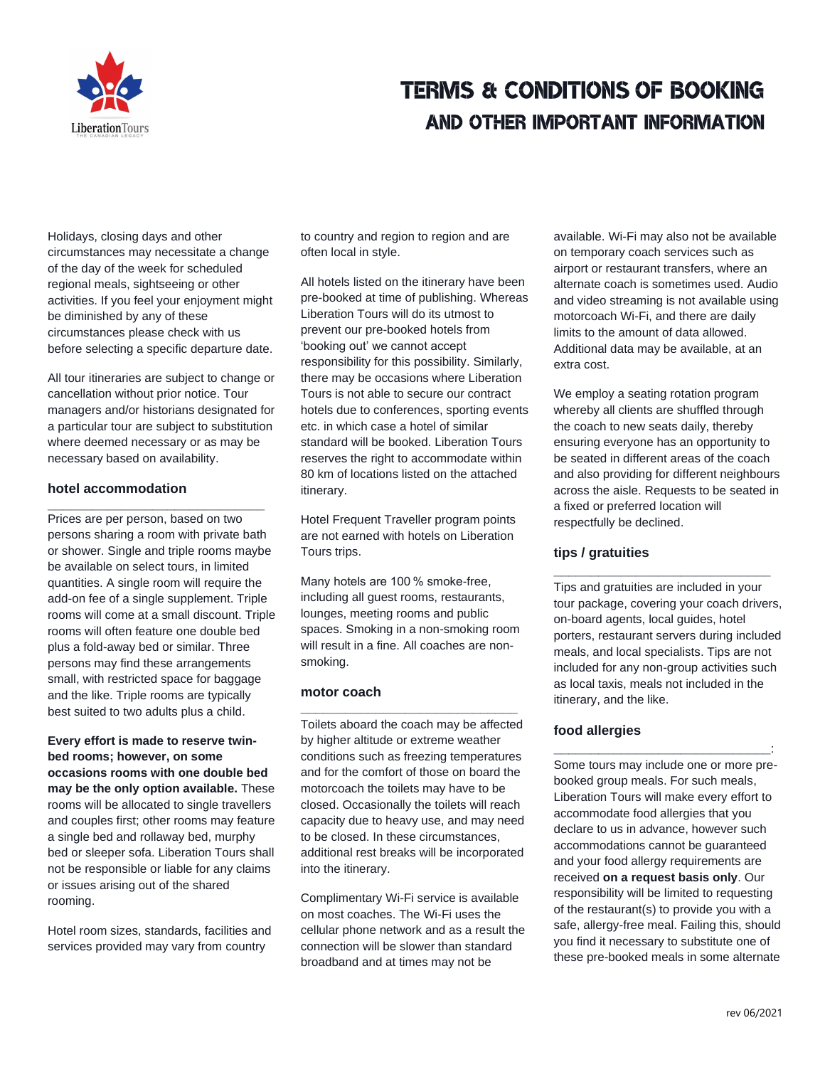# TERMS & CONDITIONS OF BOOKING
## AND OTHER IMPORTANT INFORMATION

Holidays, closing days and other circumstances may necessitate a change of the day of the week for scheduled regional meals, sightseeing or other activities. If you feel your enjoyment might be diminished by any of these circumstances please check with us before selecting a specific departure date.

All tour itineraries are subject to change or cancellation without prior notice. Tour managers and/or historians designated for a particular tour are subject to substitution where deemed necessary or as may be necessary based on availability.

### hotel accommodation

Prices are per person, based on two persons sharing a room with private bath or shower. Single and triple rooms maybe be available on select tours, in limited quantities. A single room will require the add-on fee of a single supplement. Triple rooms will come at a small discount. Triple rooms will often feature one double bed plus a fold-away bed or similar. Three persons may find these arrangements small, with restricted space for baggage and the like. Triple rooms are typically best suited to two adults plus a child.

**Every effort is made to reserve twin-bed rooms; however, on some occasions rooms with one double bed may be the only option available.** These rooms will be allocated to single travellers and couples first; other rooms may feature a single bed and rollaway bed, murphy bed or sleeper sofa. Liberation Tours shall not be responsible or liable for any claims or issues arising out of the shared rooming.

Hotel room sizes, standards, facilities and services provided may vary from country to country and region to region and are often local in style.

All hotels listed on the itinerary have been pre-booked at time of publishing. Whereas Liberation Tours will do its utmost to prevent our pre-booked hotels from 'booking out' we cannot accept responsibility for this possibility. Similarly, there may be occasions where Liberation Tours is not able to secure our contract hotels due to conferences, sporting events etc. in which case a hotel of similar standard will be booked. Liberation Tours reserves the right to accommodate within 80 km of locations listed on the attached itinerary.

Hotel Frequent Traveller program points are not earned with hotels on Liberation Tours trips.

Many hotels are 100 % smoke-free, including all guest rooms, restaurants, lounges, meeting rooms and public spaces. Smoking in a non-smoking room will result in a fine. All coaches are non-smoking.

### motor coach

Toilets aboard the coach may be affected by higher altitude or extreme weather conditions such as freezing temperatures and for the comfort of those on board the motorcoach the toilets may have to be closed. Occasionally the toilets will reach capacity due to heavy use, and may need to be closed. In these circumstances, additional rest breaks will be incorporated into the itinerary.

Complimentary Wi-Fi service is available on most coaches. The Wi-Fi uses the cellular phone network and as a result the connection will be slower than standard broadband and at times may not be available. Wi-Fi may also not be available on temporary coach services such as airport or restaurant transfers, where an alternate coach is sometimes used. Audio and video streaming is not available using motorcoach Wi-Fi, and there are daily limits to the amount of data allowed. Additional data may be available, at an extra cost.

We employ a seating rotation program whereby all clients are shuffled through the coach to new seats daily, thereby ensuring everyone has an opportunity to be seated in different areas of the coach and also providing for different neighbours across the aisle. Requests to be seated in a fixed or preferred location will respectfully be declined.

### tips / gratuities

Tips and gratuities are included in your tour package, covering your coach drivers, on-board agents, local guides, hotel porters, restaurant servers during included meals, and local specialists. Tips are not included for any non-group activities such as local taxis, meals not included in the itinerary, and the like.

### food allergies

Some tours may include one or more pre-booked group meals. For such meals, Liberation Tours will make every effort to accommodate food allergies that you declare to us in advance, however such accommodations cannot be guaranteed and your food allergy requirements are received **on a request basis only**. Our responsibility will be limited to requesting of the restaurant(s) to provide you with a safe, allergy-free meal. Failing this, should you find it necessary to substitute one of these pre-booked meals in some alternate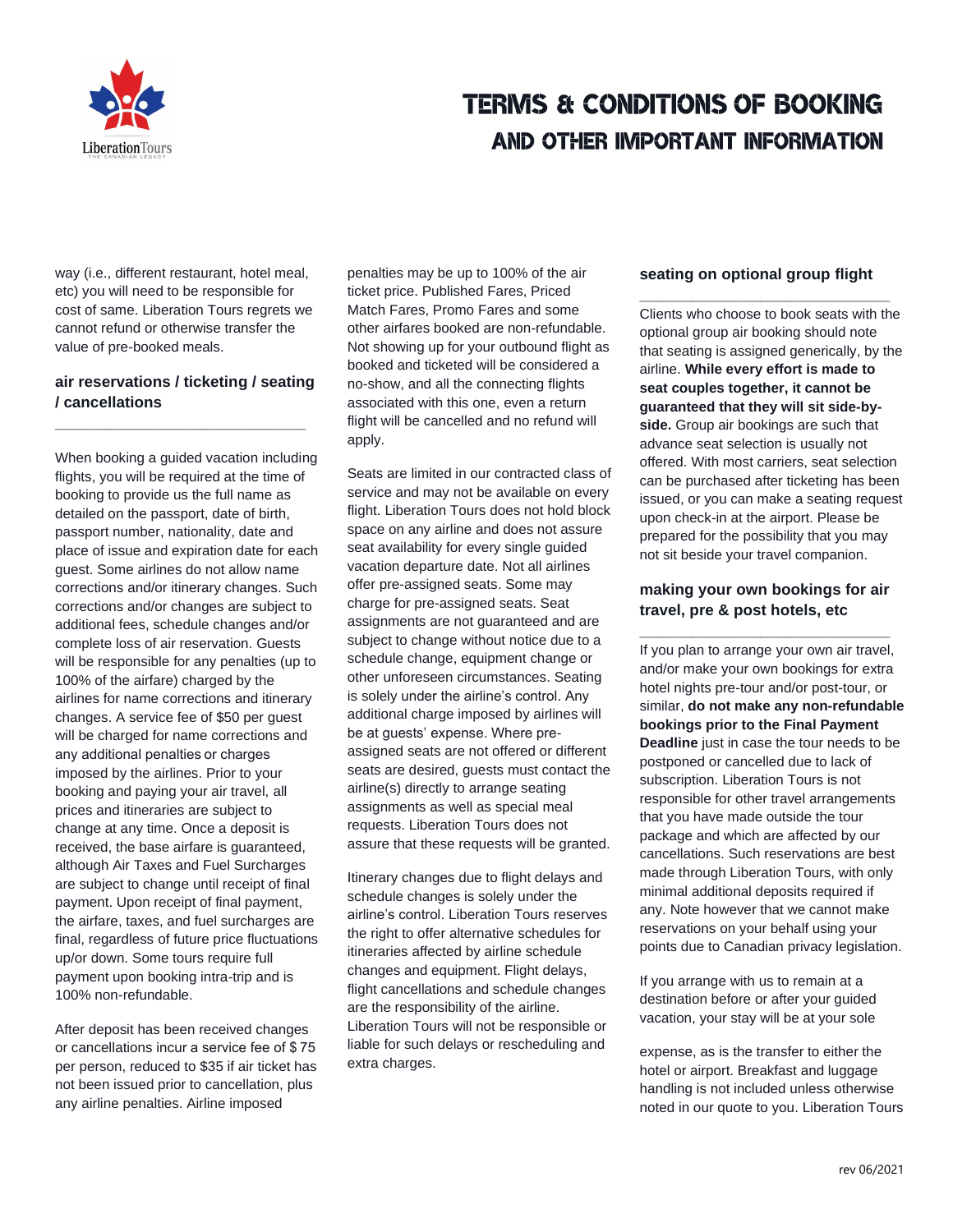way (i.e., different restaurant, hotel meal, etc) you will need to be responsible for cost of same. Liberation Tours regrets we cannot refund or otherwise transfer the value of pre-booked meals.

### air reservations / ticketing / seating / cancellations

When booking a guided vacation including flights, you will be required at the time of booking to provide us the full name as detailed on the passport, date of birth, passport number, nationality, date and place of issue and expiration date for each guest. Some airlines do not allow name corrections and/or itinerary changes. Such corrections and/or changes are subject to additional fees, schedule changes and/or complete loss of air reservation. Guests will be responsible for any penalties (up to 100% of the airfare) charged by the airlines for name corrections and itinerary changes. A service fee of $50 per guest will be charged for name corrections and any additional penalties or charges imposed by the airlines. Prior to your booking and paying your air travel, all prices and itineraries are subject to change at any time. Once a deposit is received, the base airfare is guaranteed, although Air Taxes and Fuel Surcharges are subject to change until receipt of final payment. Upon receipt of final payment, the airfare, taxes, and fuel surcharges are final, regardless of future price fluctuations up/or down. Some tours require full payment upon booking intra-trip and is 100% non-refundable.

After deposit has been received changes or cancellations incur a service fee of $ 75 per person, reduced to $35 if air ticket has not been issued prior to cancellation, plus any airline penalties. Airline imposed penalties may be up to 100% of the air ticket price. Published Fares, Priced Match Fares, Promo Fares and some other airfares booked are non-refundable. Not showing up for your outbound flight as booked and ticketed will be considered a no-show, and all the connecting flights associated with this one, even a return flight will be cancelled and no refund will apply.

Seats are limited in our contracted class of service and may not be available on every flight. Liberation Tours does not hold block space on any airline and does not assure seat availability for every single guided vacation departure date. Not all airlines offer pre-assigned seats. Some may charge for pre-assigned seats. Seat assignments are not guaranteed and are subject to change without notice due to a schedule change, equipment change or other unforeseen circumstances. Seating is solely under the airline's control. Any additional charge imposed by airlines will be at guests' expense. Where pre-assigned seats are not offered or different seats are desired, guests must contact the airline(s) directly to arrange seating assignments as well as special meal requests. Liberation Tours does not assure that these requests will be granted.

Itinerary changes due to flight delays and schedule changes is solely under the airline's control. Liberation Tours reserves the right to offer alternative schedules for itineraries affected by airline schedule changes and equipment. Flight delays, flight cancellations and schedule changes are the responsibility of the airline. Liberation Tours will not be responsible or liable for such delays or rescheduling and extra charges.

### seating on optional group flight

Clients who choose to book seats with the optional group air booking should note that seating is assigned generically, by the airline. **While every effort is made to seat couples together, it cannot be guaranteed that they will sit side-by-side.** Group air bookings are such that advance seat selection is usually not offered. With most carriers, seat selection can be purchased after ticketing has been issued, or you can make a seating request upon check-in at the airport. Please be prepared for the possibility that you may not sit beside your travel companion.

### making your own bookings for air travel, pre & post hotels, etc

If you plan to arrange your own air travel, and/or make your own bookings for extra hotel nights pre-tour and/or post-tour, or similar, **do not make any non-refundable bookings prior to the Final Payment Deadline** just in case the tour needs to be postponed or cancelled due to lack of subscription. Liberation Tours is not responsible for other travel arrangements that you have made outside the tour package and which are affected by our cancellations. Such reservations are best made through Liberation Tours, with only minimal additional deposits required if any. Note however that we cannot make reservations on your behalf using your points due to Canadian privacy legislation.

If you arrange with us to remain at a destination before or after your guided vacation, your stay will be at your sole expense, as is the transfer to either the hotel or airport. Breakfast and luggage handling is not included unless otherwise noted in our quote to you. Liberation Tours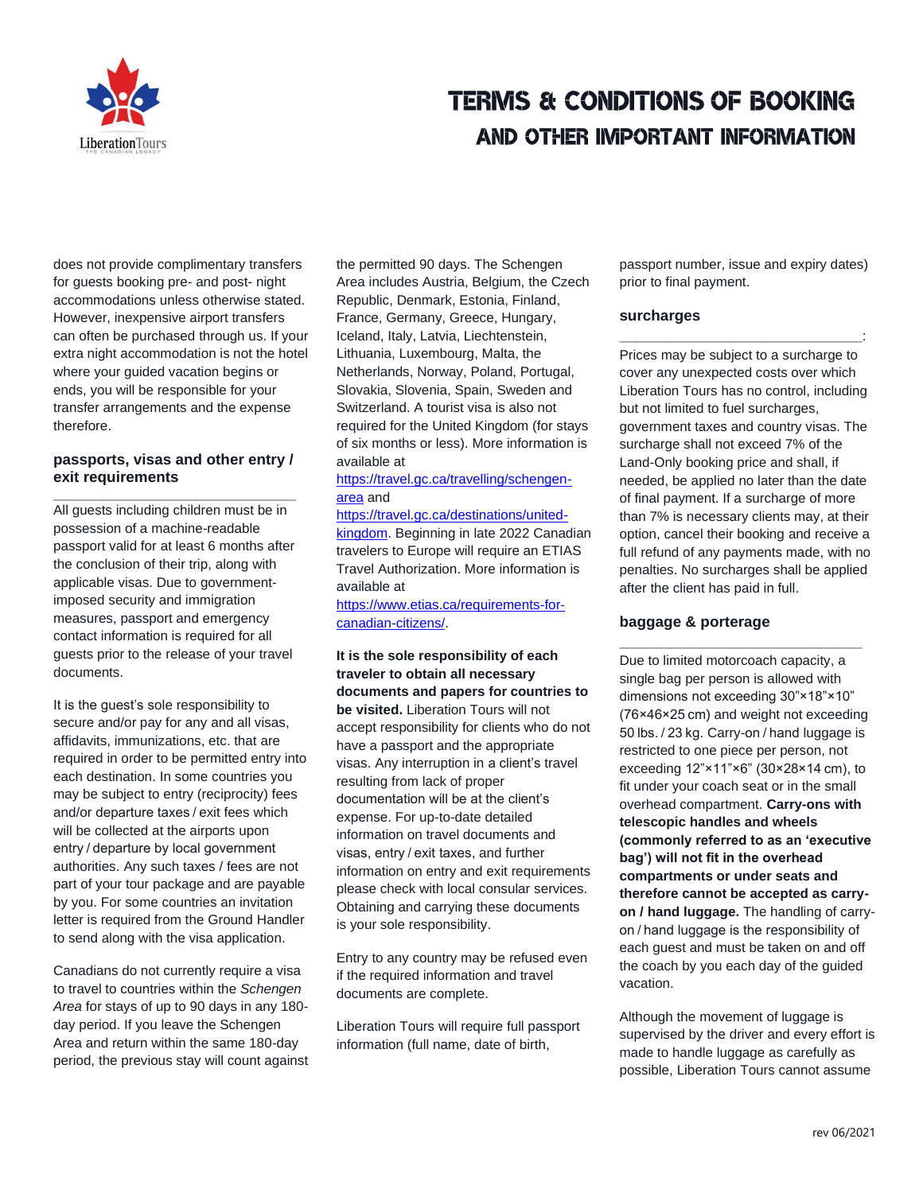does not provide complimentary transfers for guests booking pre- and post- night accommodations unless otherwise stated. However, inexpensive airport transfers can often be purchased through us. If your extra night accommodation is not the hotel where your guided vacation begins or ends, you will be responsible for your transfer arrangements and the expense therefore.

## passports, visas and other entry / exit requirements

All guests including children must be in possession of a machine-readable passport valid for at least 6 months after the conclusion of their trip, along with applicable visas. Due to government-imposed security and immigration measures, passport and emergency contact information is required for all guests prior to the release of your travel documents.

It is the guest's sole responsibility to secure and/or pay for any and all visas, affidavits, immunizations, etc. that are required in order to be permitted entry into each destination. In some countries you may be subject to entry (reciprocity) fees and/or departure taxes / exit fees which will be collected at the airports upon entry / departure by local government authorities. Any such taxes / fees are not part of your tour package and are payable by you. For some countries an invitation letter is required from the Ground Handler to send along with the visa application.

Canadians do not currently require a visa to travel to countries within the *Schengen Area* for stays of up to 90 days in any 180-day period. If you leave the Schengen Area and return within the same 180-day period, the previous stay will count against the permitted 90 days. The Schengen Area includes Austria, Belgium, the Czech Republic, Denmark, Estonia, Finland, France, Germany, Greece, Hungary, Iceland, Italy, Latvia, Liechtenstein, Lithuania, Luxembourg, Malta, the Netherlands, Norway, Poland, Portugal, Slovakia, Slovenia, Spain, Sweden and Switzerland. A tourist visa is also not required for the United Kingdom (for stays of six months or less). More information is available at https://travel.gc.ca/travelling/schengen-area and https://travel.gc.ca/destinations/united-kingdom. Beginning in late 2022 Canadian travelers to Europe will require an ETIAS Travel Authorization. More information is available at https://www.etias.ca/requirements-for-canadian-citizens/.

**It is the sole responsibility of each traveler to obtain all necessary documents and papers for countries to be visited.** Liberation Tours will not accept responsibility for clients who do not have a passport and the appropriate visas. Any interruption in a client's travel resulting from lack of proper documentation will be at the client's expense. For up-to-date detailed information on travel documents and visas, entry / exit taxes, and further information on entry and exit requirements please check with local consular services. Obtaining and carrying these documents is your sole responsibility.

Entry to any country may be refused even if the required information and travel documents are complete.

Liberation Tours will require full passport information (full name, date of birth, passport number, issue and expiry dates) prior to final payment.

## surcharges

Prices may be subject to a surcharge to cover any unexpected costs over which Liberation Tours has no control, including but not limited to fuel surcharges, government taxes and country visas. The surcharge shall not exceed 7% of the Land-Only booking price and shall, if needed, be applied no later than the date of final payment. If a surcharge of more than 7% is necessary clients may, at their option, cancel their booking and receive a full refund of any payments made, with no penalties. No surcharges shall be applied after the client has paid in full.

## baggage & porterage

Due to limited motorcoach capacity, a single bag per person is allowed with dimensions not exceeding 30"×18"×10" (76×46×25 cm) and weight not exceeding 50 lbs. / 23 kg. Carry-on / hand luggage is restricted to one piece per person, not exceeding 12"×11"×6" (30×28×14 cm), to fit under your coach seat or in the small overhead compartment. **Carry-ons with telescopic handles and wheels (commonly referred to as an 'executive bag') will not fit in the overhead compartments or under seats and therefore cannot be accepted as carry-on / hand luggage.** The handling of carry-on / hand luggage is the responsibility of each guest and must be taken on and off the coach by you each day of the guided vacation.

Although the movement of luggage is supervised by the driver and every effort is made to handle luggage as carefully as possible, Liberation Tours cannot assume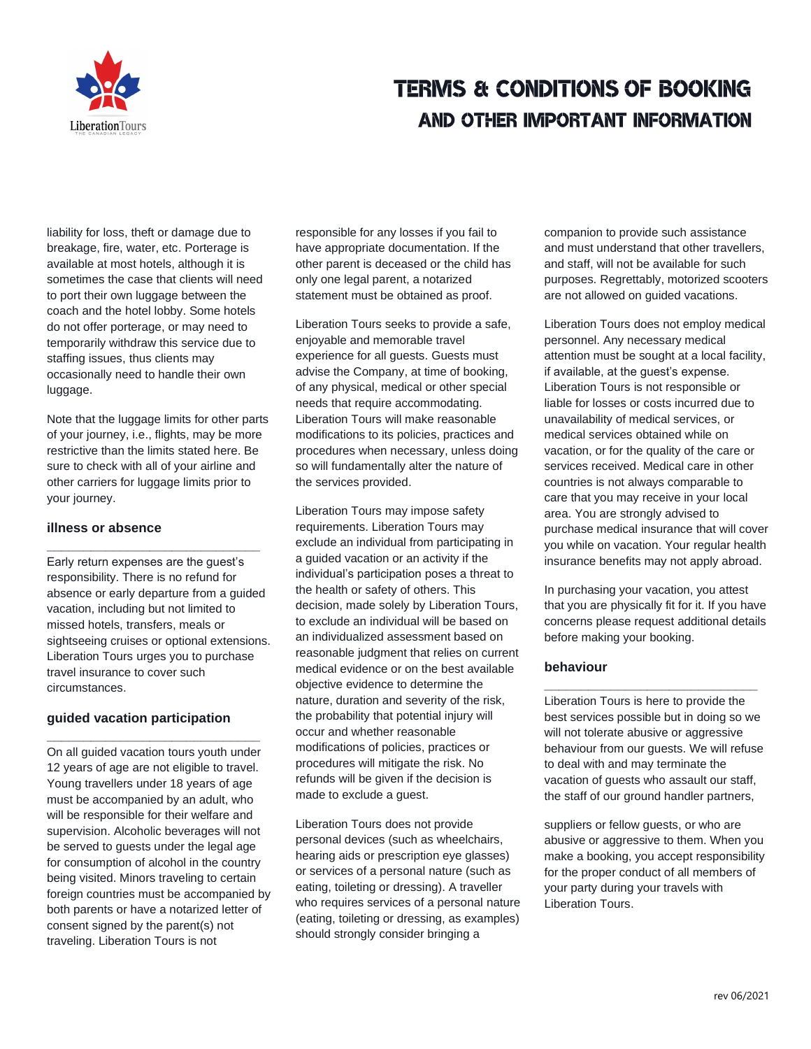liability for loss, theft or damage due to breakage, fire, water, etc. Porterage is available at most hotels, although it is sometimes the case that clients will need to port their own luggage between the coach and the hotel lobby. Some hotels do not offer porterage, or may need to temporarily withdraw this service due to staffing issues, thus clients may occasionally need to handle their own luggage.

Note that the luggage limits for other parts of your journey, i.e., flights, may be more restrictive than the limits stated here. Be sure to check with all of your airline and other carriers for luggage limits prior to your journey.

## illness or absence

Early return expenses are the guest's responsibility. There is no refund for absence or early departure from a guided vacation, including but not limited to missed hotels, transfers, meals or sightseeing cruises or optional extensions. Liberation Tours urges you to purchase travel insurance to cover such circumstances.

## guided vacation participation

On all guided vacation tours youth under 12 years of age are not eligible to travel. Young travellers under 18 years of age must be accompanied by an adult, who will be responsible for their welfare and supervision. Alcoholic beverages will not be served to guests under the legal age for consumption of alcohol in the country being visited. Minors traveling to certain foreign countries must be accompanied by both parents or have a notarized letter of consent signed by the parent(s) not traveling. Liberation Tours is not responsible for any losses if you fail to have appropriate documentation. If the other parent is deceased or the child has only one legal parent, a notarized statement must be obtained as proof.

Liberation Tours seeks to provide a safe, enjoyable and memorable travel experience for all guests. Guests must advise the Company, at time of booking, of any physical, medical or other special needs that require accommodating. Liberation Tours will make reasonable modifications to its policies, practices and procedures when necessary, unless doing so will fundamentally alter the nature of the services provided.

Liberation Tours may impose safety requirements. Liberation Tours may exclude an individual from participating in a guided vacation or an activity if the individual's participation poses a threat to the health or safety of others. This decision, made solely by Liberation Tours, to exclude an individual will be based on an individualized assessment based on reasonable judgment that relies on current medical evidence or on the best available objective evidence to determine the nature, duration and severity of the risk, the probability that potential injury will occur and whether reasonable modifications of policies, practices or procedures will mitigate the risk. No refunds will be given if the decision is made to exclude a guest.

Liberation Tours does not provide personal devices (such as wheelchairs, hearing aids or prescription eye glasses) or services of a personal nature (such as eating, toileting or dressing). A traveller who requires services of a personal nature (eating, toileting or dressing, as examples) should strongly consider bringing a companion to provide such assistance and must understand that other travellers, and staff, will not be available for such purposes. Regrettably, motorized scooters are not allowed on guided vacations.

Liberation Tours does not employ medical personnel. Any necessary medical attention must be sought at a local facility, if available, at the guest's expense. Liberation Tours is not responsible or liable for losses or costs incurred due to unavailability of medical services, or medical services obtained while on vacation, or for the quality of the care or services received. Medical care in other countries is not always comparable to care that you may receive in your local area. You are strongly advised to purchase medical insurance that will cover you while on vacation. Your regular health insurance benefits may not apply abroad.

In purchasing your vacation, you attest that you are physically fit for it. If you have concerns please request additional details before making your booking.

## behaviour

Liberation Tours is here to provide the best services possible but in doing so we will not tolerate abusive or aggressive behaviour from our guests. We will refuse to deal with and may terminate the vacation of guests who assault our staff, the staff of our ground handler partners, suppliers or fellow guests, or who are abusive or aggressive to them. When you make a booking, you accept responsibility for the proper conduct of all members of your party during your travels with Liberation Tours.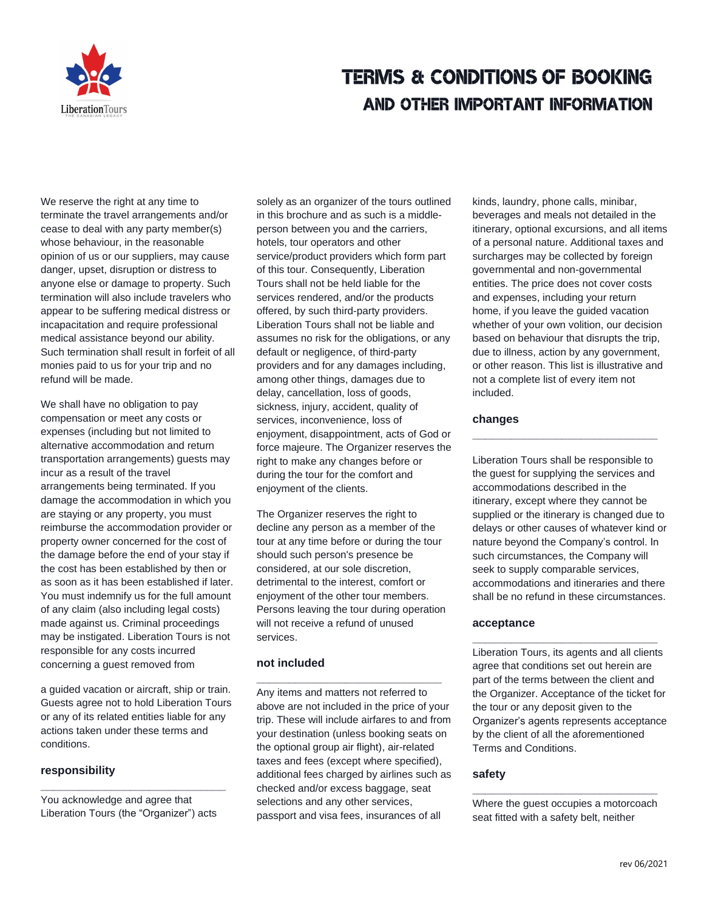# TERMS & CONDITIONS OF BOOKING
## AND OTHER IMPORTANT INFORMATION

We reserve the right at any time to terminate the travel arrangements and/or cease to deal with any party member(s) whose behaviour, in the reasonable opinion of us or our suppliers, may cause danger, upset, disruption or distress to anyone else or damage to property. Such termination will also include travelers who appear to be suffering medical distress or incapacitation and require professional medical assistance beyond our ability. Such termination shall result in forfeit of all monies paid to us for your trip and no refund will be made.

We shall have no obligation to pay compensation or meet any costs or expenses (including but not limited to alternative accommodation and return transportation arrangements) guests may incur as a result of the travel arrangements being terminated. If you damage the accommodation in which you are staying or any property, you must reimburse the accommodation provider or property owner concerned for the cost of the damage before the end of your stay if the cost has been established by then or as soon as it has been established if later. You must indemnify us for the full amount of any claim (also including legal costs) made against us. Criminal proceedings may be instigated. Liberation Tours is not responsible for any costs incurred concerning a guest removed from

a guided vacation or aircraft, ship or train. Guests agree not to hold Liberation Tours or any of its related entities liable for any actions taken under these terms and conditions.

### responsibility

You acknowledge and agree that Liberation Tours (the "Organizer") acts solely as an organizer of the tours outlined in this brochure and as such is a middle-person between you and the carriers, hotels, tour operators and other service/product providers which form part of this tour. Consequently, Liberation Tours shall not be held liable for the services rendered, and/or the products offered, by such third-party providers. Liberation Tours shall not be liable and assumes no risk for the obligations, or any default or negligence, of third-party providers and for any damages including, among other things, damages due to delay, cancellation, loss of goods, sickness, injury, accident, quality of services, inconvenience, loss of enjoyment, disappointment, acts of God or force majeure. The Organizer reserves the right to make any changes before or during the tour for the comfort and enjoyment of the clients.

The Organizer reserves the right to decline any person as a member of the tour at any time before or during the tour should such person's presence be considered, at our sole discretion, detrimental to the interest, comfort or enjoyment of the other tour members. Persons leaving the tour during operation will not receive a refund of unused services.

### not included

Any items and matters not referred to above are not included in the price of your trip. These will include airfares to and from your destination (unless booking seats on the optional group air flight), air-related taxes and fees (except where specified), additional fees charged by airlines such as checked and/or excess baggage, seat selections and any other services, passport and visa fees, insurances of all kinds, laundry, phone calls, minibar, beverages and meals not detailed in the itinerary, optional excursions, and all items of a personal nature. Additional taxes and surcharges may be collected by foreign governmental and non-governmental entities. The price does not cover costs and expenses, including your return home, if you leave the guided vacation whether of your own volition, our decision based on behaviour that disrupts the trip, due to illness, action by any government, or other reason. This list is illustrative and not a complete list of every item not included.

### changes

Liberation Tours shall be responsible to the guest for supplying the services and accommodations described in the itinerary, except where they cannot be supplied or the itinerary is changed due to delays or other causes of whatever kind or nature beyond the Company's control. In such circumstances, the Company will seek to supply comparable services, accommodations and itineraries and there shall be no refund in these circumstances.

### acceptance

Liberation Tours, its agents and all clients agree that conditions set out herein are part of the terms between the client and the Organizer. Acceptance of the ticket for the tour or any deposit given to the Organizer's agents represents acceptance by the client of all the aforementioned Terms and Conditions.

### safety

Where the guest occupies a motorcoach seat fitted with a safety belt, neither

rev 06/2021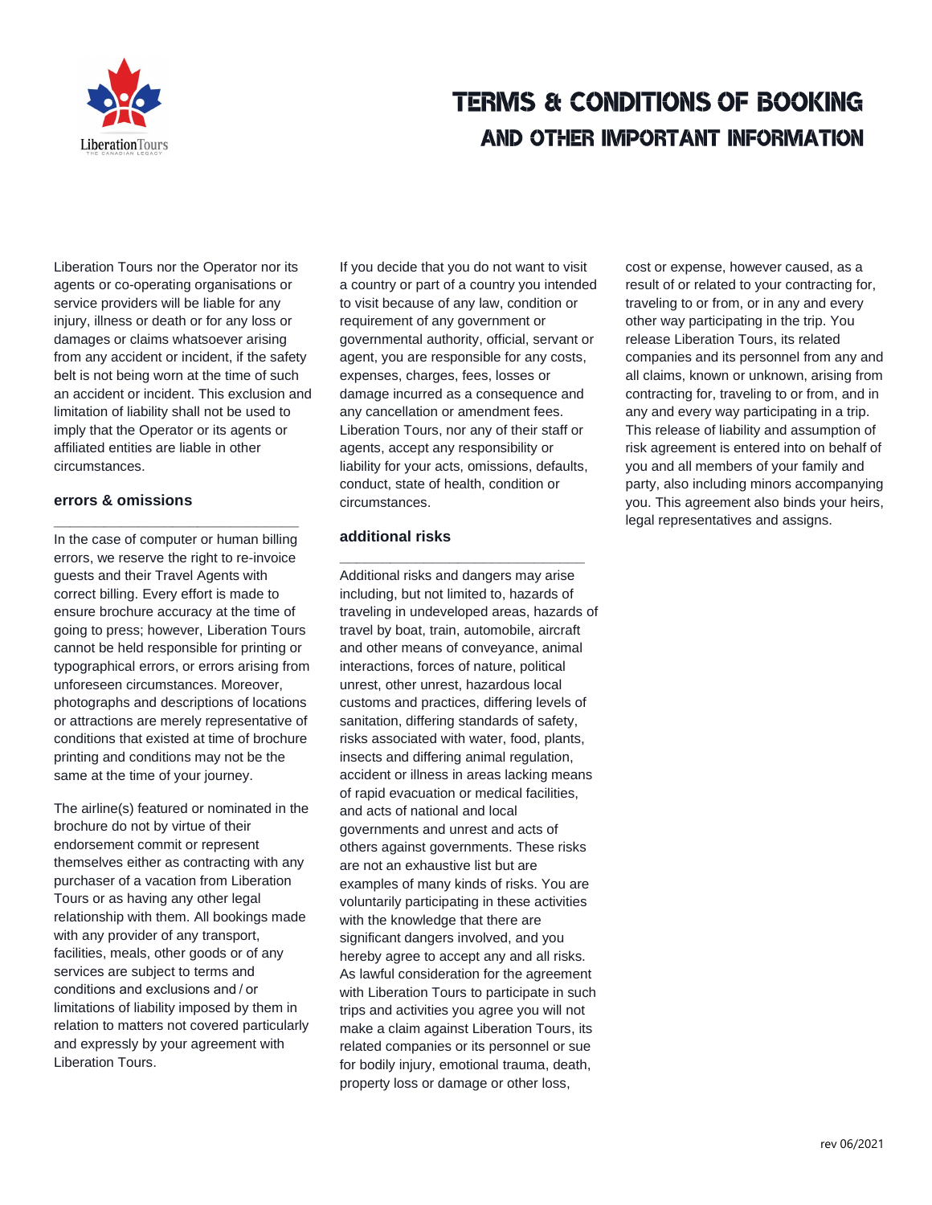# TERMS & CONDITIONS OF BOOKING

## AND OTHER IMPORTANT INFORMATION

Liberation Tours nor the Operator nor its agents or co-operating organisations or service providers will be liable for any injury, illness or death or for any loss or damages or claims whatsoever arising from any accident or incident, if the safety belt is not being worn at the time of such an accident or incident. This exclusion and limitation of liability shall not be used to imply that the Operator or its agents or affiliated entities are liable in other circumstances.

### errors & omissions

In the case of computer or human billing errors, we reserve the right to re-invoice guests and their Travel Agents with correct billing. Every effort is made to ensure brochure accuracy at the time of going to press; however, Liberation Tours cannot be held responsible for printing or typographical errors, or errors arising from unforeseen circumstances. Moreover, photographs and descriptions of locations or attractions are merely representative of conditions that existed at time of brochure printing and conditions may not be the same at the time of your journey.

The airline(s) featured or nominated in the brochure do not by virtue of their endorsement commit or represent themselves either as contracting with any purchaser of a vacation from Liberation Tours or as having any other legal relationship with them. All bookings made with any provider of any transport, facilities, meals, other goods or of any services are subject to terms and conditions and exclusions and / or limitations of liability imposed by them in relation to matters not covered particularly and expressly by your agreement with Liberation Tours.

If you decide that you do not want to visit a country or part of a country you intended to visit because of any law, condition or requirement of any government or governmental authority, official, servant or agent, you are responsible for any costs, expenses, charges, fees, losses or damage incurred as a consequence and any cancellation or amendment fees. Liberation Tours, nor any of their staff or agents, accept any responsibility or liability for your acts, omissions, defaults, conduct, state of health, condition or circumstances.

### additional risks

Additional risks and dangers may arise including, but not limited to, hazards of traveling in undeveloped areas, hazards of travel by boat, train, automobile, aircraft and other means of conveyance, animal interactions, forces of nature, political unrest, other unrest, hazardous local customs and practices, differing levels of sanitation, differing standards of safety, risks associated with water, food, plants, insects and differing animal regulation, accident or illness in areas lacking means of rapid evacuation or medical facilities, and acts of national and local governments and unrest and acts of others against governments. These risks are not an exhaustive list but are examples of many kinds of risks. You are voluntarily participating in these activities with the knowledge that there are significant dangers involved, and you hereby agree to accept any and all risks. As lawful consideration for the agreement with Liberation Tours to participate in such trips and activities you agree you will not make a claim against Liberation Tours, its related companies or its personnel or sue for bodily injury, emotional trauma, death, property loss or damage or other loss, cost or expense, however caused, as a result of or related to your contracting for, traveling to or from, or in any and every other way participating in the trip. You release Liberation Tours, its related companies and its personnel from any and all claims, known or unknown, arising from contracting for, traveling to or from, and in any and every way participating in a trip. This release of liability and assumption of risk agreement is entered into on behalf of you and all members of your family and party, also including minors accompanying you. This agreement also binds your heirs, legal representatives and assigns.

rev 06/2021